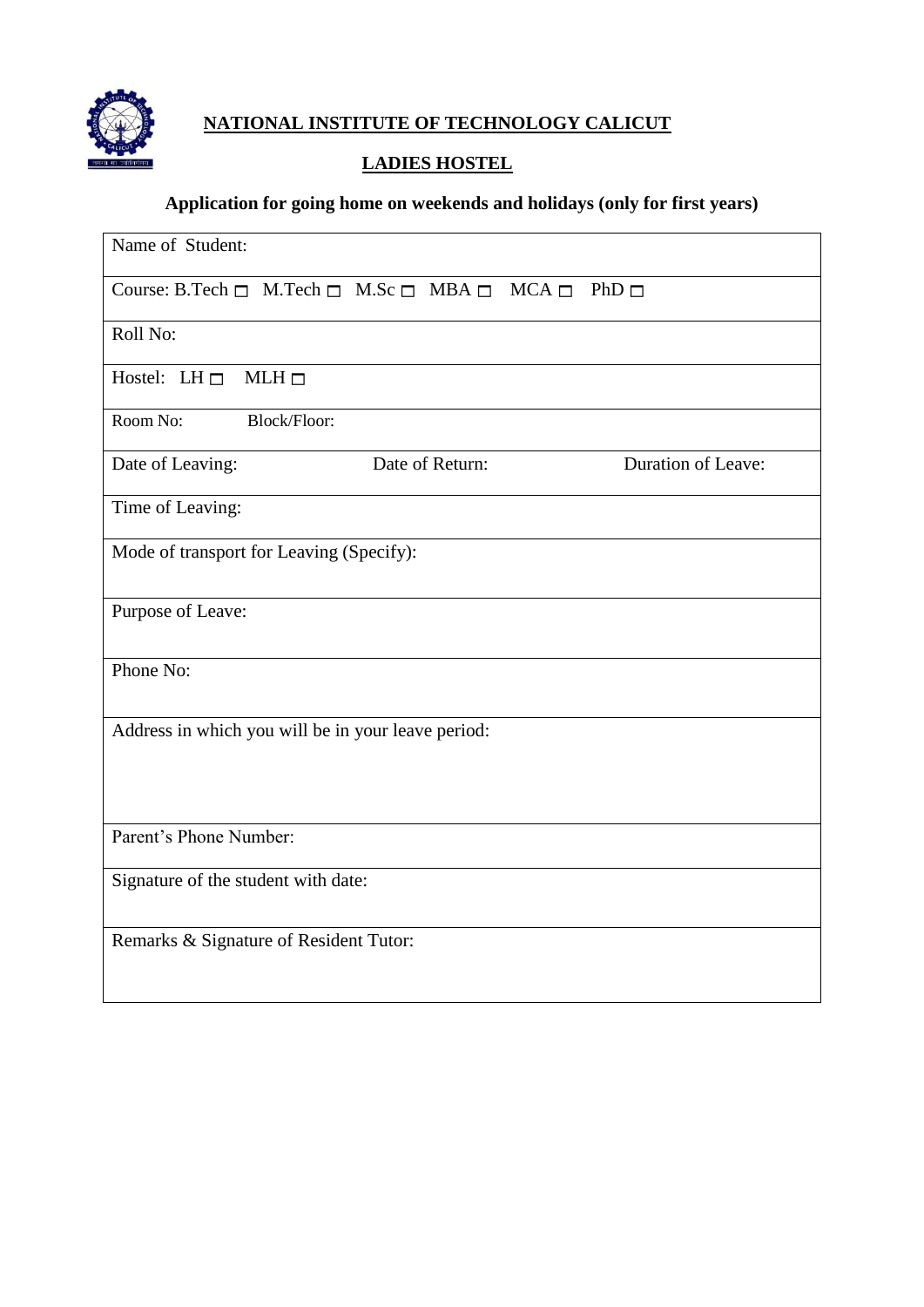# NATIONAL INSTITUTE OF TECHNOLOGY CALICUT

## LADIES HOSTEL

### Application for going home on weekends and holidays (only for first years)

| Name of Student: | | |
|---|---|---|
| Course: B.Tech ☐ M.Tech ☐ M.Sc ☐ MBA ☐ MCA ☐ PhD ☐ | | |
| Roll No: | | |
| Hostel: LH ☐ MLH ☐ | | |
| Room No: Block/Floor: | | |
| Date of Leaving: | Date of Return: | Duration of Leave: |
| Time of Leaving: | | |
| Mode of transport for Leaving (Specify): | | |
| Purpose of Leave: | | |
| Phone No: | | |
| Address in which you will be in your leave period: | | |
| Parent's Phone Number: | | |
| Signature of the student with date: | | |
| Remarks & Signature of Resident Tutor: | | |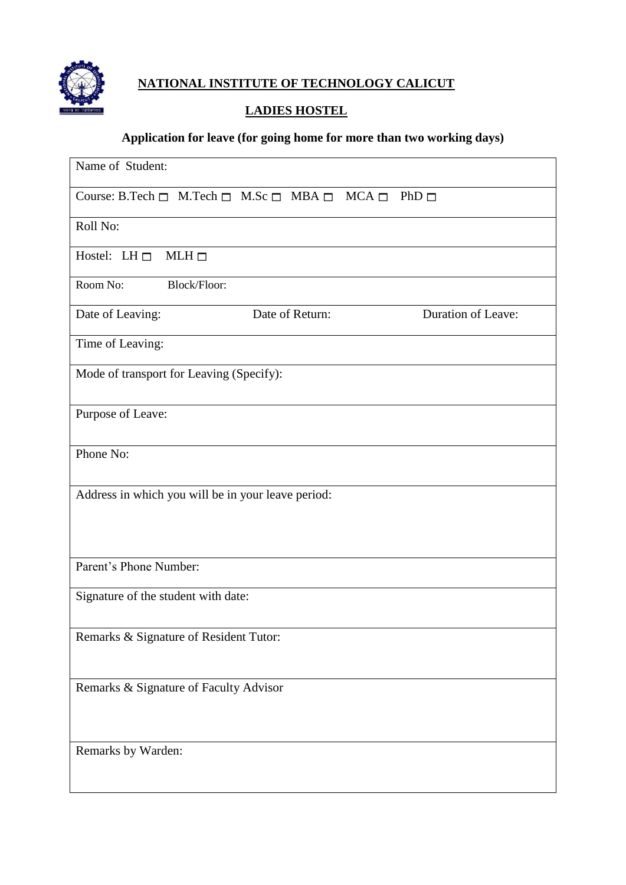# NATIONAL INSTITUTE OF TECHNOLOGY CALICUT

## LADIES HOSTEL

### Application for leave (for going home for more than two working days)

| Name of Student: | | |
|---|---|---|
| Course: B.Tech ☐ M.Tech ☐ M.Sc ☐ MBA ☐ MCA ☐ PhD ☐ | | |
| Roll No: | | |
| Hostel: LH ☐ MLH ☐ | | |
| Room No: Block/Floor: | | |
| Date of Leaving: | Date of Return: | Duration of Leave: |
| Time of Leaving: | | |
| Mode of transport for Leaving (Specify): | | |
| Purpose of Leave: | | |
| Phone No: | | |
| Address in which you will be in your leave period: | | |
| Parent's Phone Number: | | |
| Signature of the student with date: | | |
| Remarks & Signature of Resident Tutor: | | |
| Remarks & Signature of Faculty Advisor | | |
| Remarks by Warden: | | |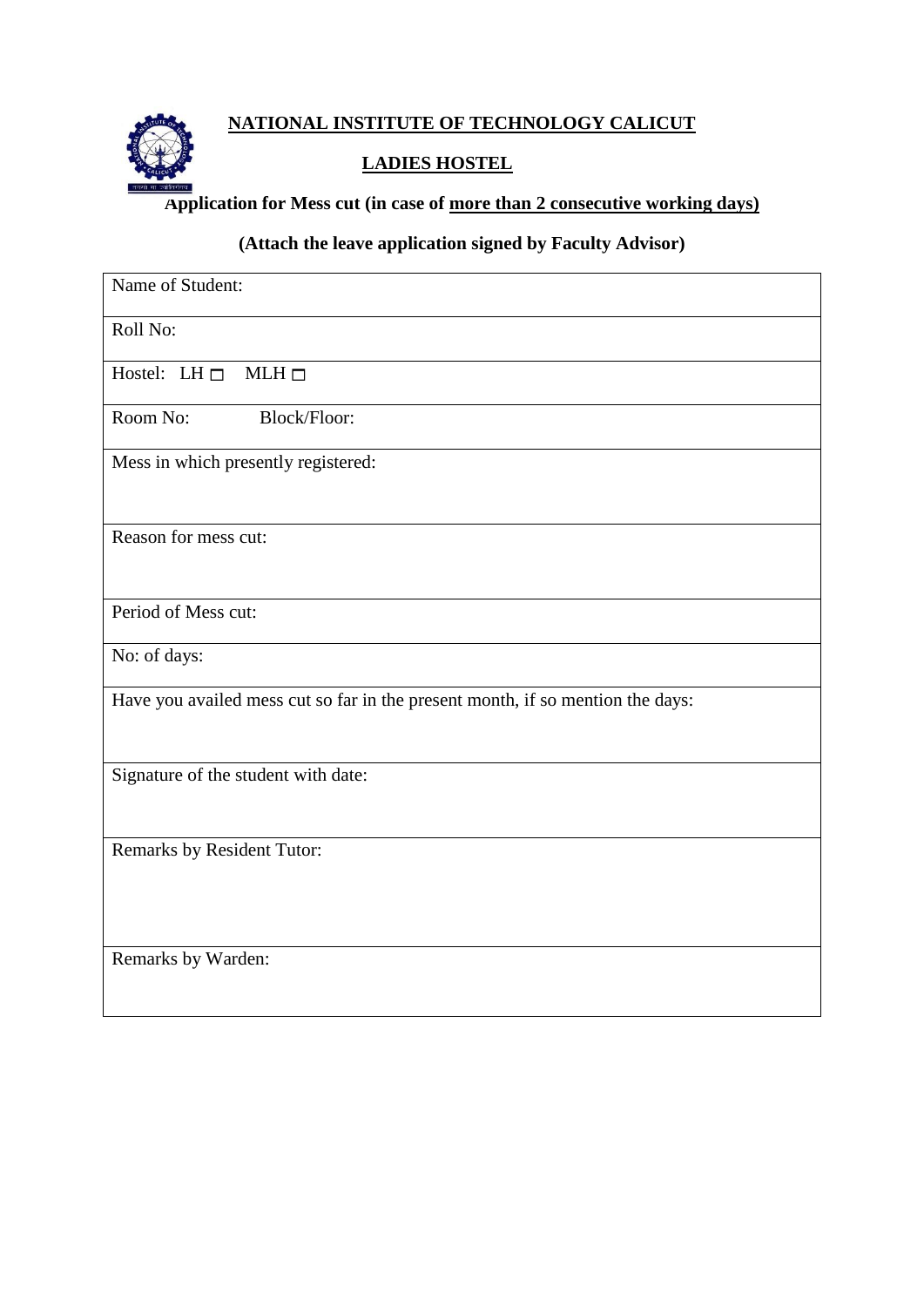# NATIONAL INSTITUTE OF TECHNOLOGY CALICUT

## LADIES HOSTEL

**Application for Mess cut (in case of more than 2 consecutive working days)**

**(Attach the leave application signed by Faculty Advisor)**

| |
|---|
| Name of Student: |
| Roll No: |
| Hostel: LH ☐ MLH ☐ |
| Room No: Block/Floor: |
| Mess in which presently registered: |
| Reason for mess cut: |
| Period of Mess cut: |
| No: of days: |
| Have you availed mess cut so far in the present month, if so mention the days: |
| Signature of the student with date: |
| Remarks by Resident Tutor: |
| Remarks by Warden: |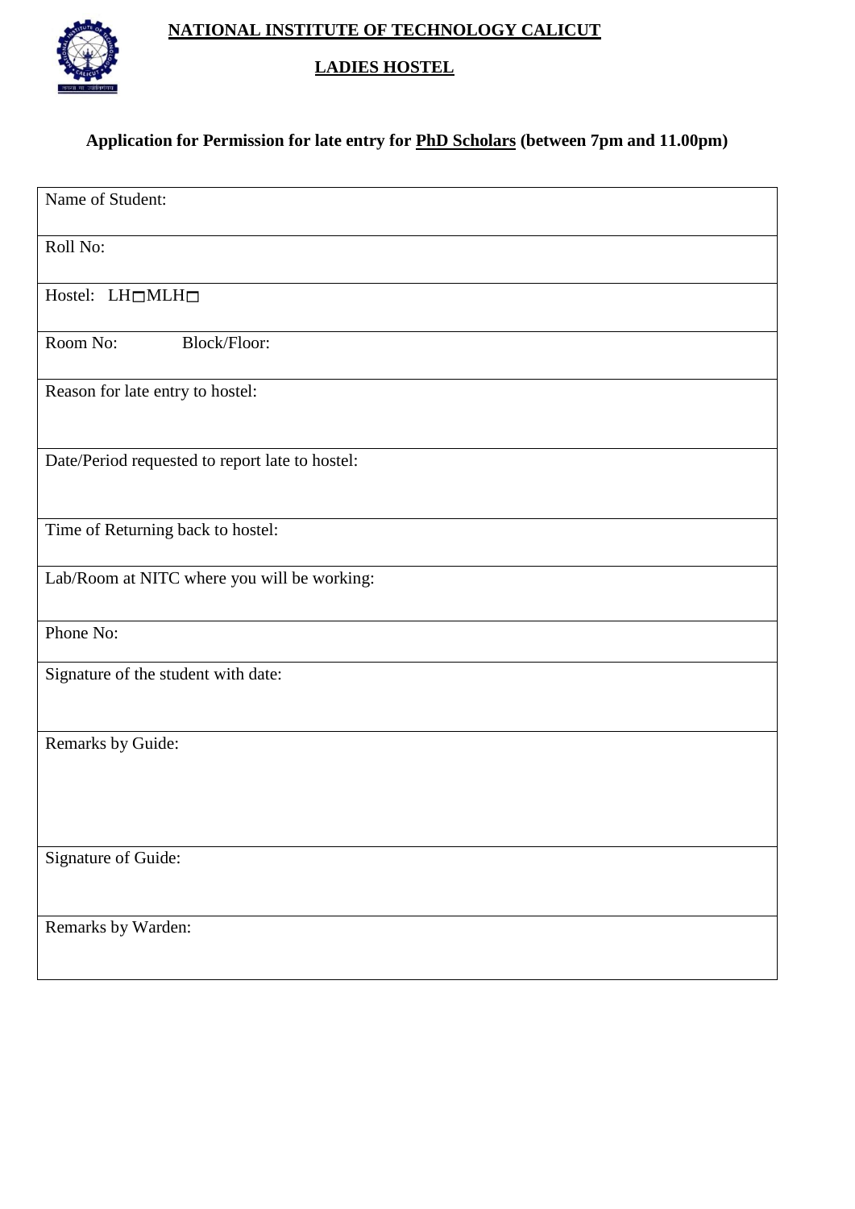**NATIONAL INSTITUTE OF TECHNOLOGY CALICUT**

**LADIES HOSTEL**

**Application for Permission for late entry for PhD Scholars (between 7pm and 11.00pm)**

| Name of Student: |
|---|
| Roll No: |
| Hostel: LH☐MLH☐ |
| Room No: Block/Floor: |
| Reason for late entry to hostel: |
| Date/Period requested to report late to hostel: |
| Time of Returning back to hostel: |
| Lab/Room at NITC where you will be working: |
| Phone No: |
| Signature of the student with date: |
| Remarks by Guide: |
| Signature of Guide: |
| Remarks by Warden: |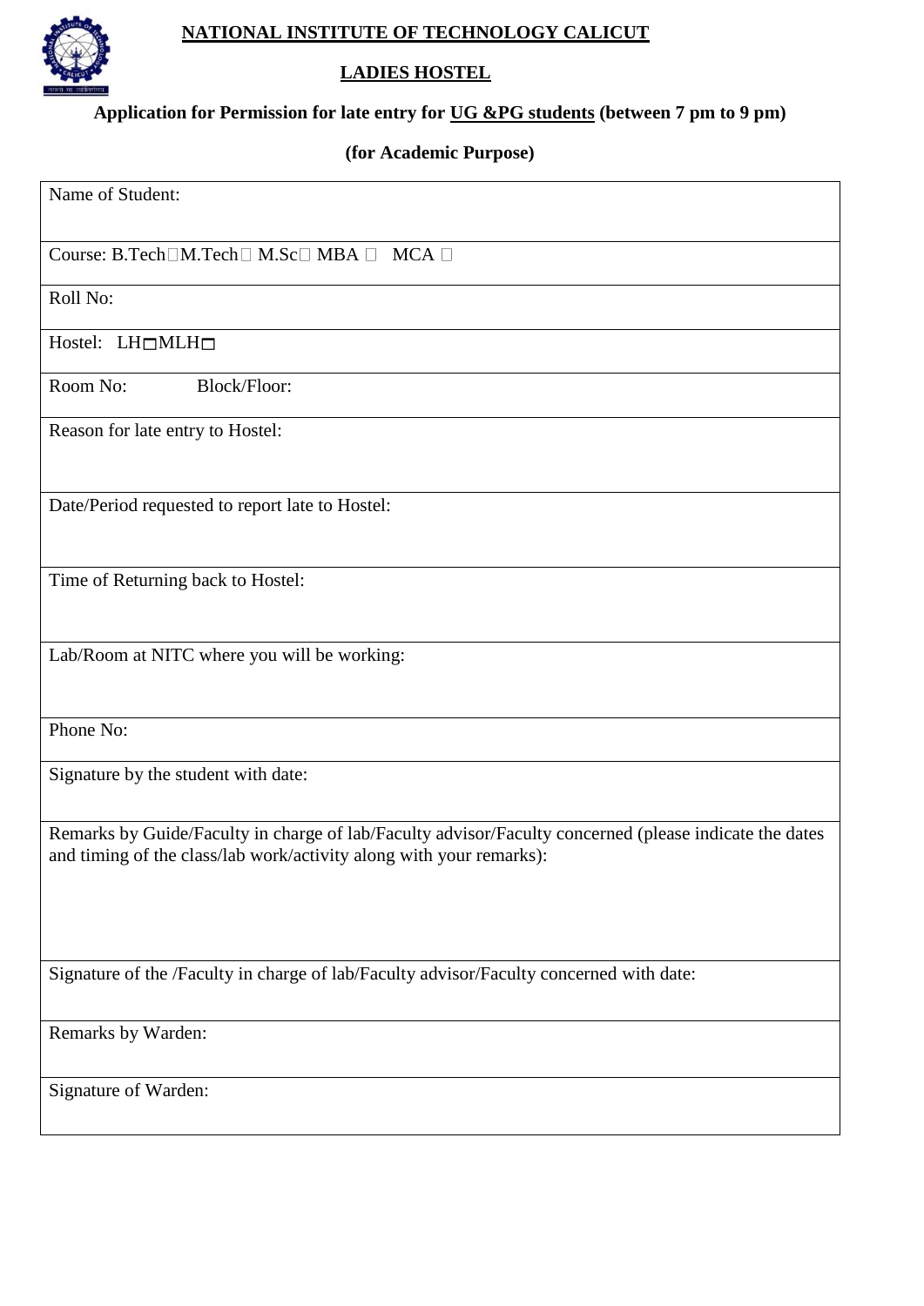# NATIONAL INSTITUTE OF TECHNOLOGY CALICUT

## LADIES HOSTEL

**Application for Permission for late entry for UG &PG students (between 7 pm to 9 pm)**

**(for Academic Purpose)**

| Name of Student: |
|---|
| Course: B.Tech☐M.Tech☐ M.Sc☐ MBA ☐ MCA ☐ |
| Roll No: |
| Hostel: LH☐MLH☐ |
| Room No: Block/Floor: |
| Reason for late entry to Hostel: |
| Date/Period requested to report late to Hostel: |
| Time of Returning back to Hostel: |
| Lab/Room at NITC where you will be working: |
| Phone No: |
| Signature by the student with date: |
| Remarks by Guide/Faculty in charge of lab/Faculty advisor/Faculty concerned (please indicate the dates and timing of the class/lab work/activity along with your remarks): |
| Signature of the /Faculty in charge of lab/Faculty advisor/Faculty concerned with date: |
| Remarks by Warden: |
| Signature of Warden: |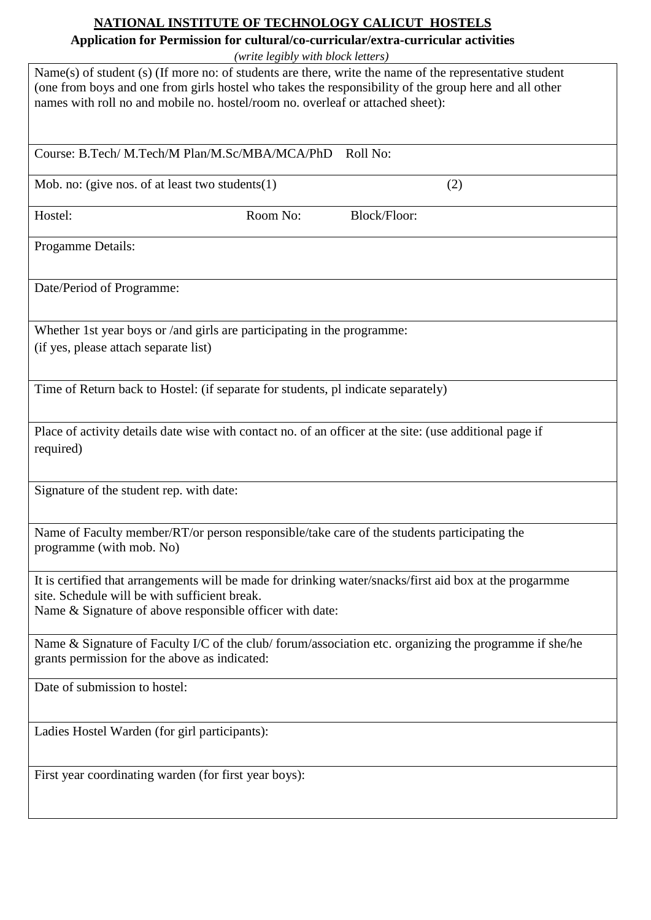# NATIONAL INSTITUTE OF TECHNOLOGY CALICUT HOSTELS

## Application for Permission for cultural/co-curricular/extra-curricular activities

*(write legibly with block letters)*

| Name(s) of student (s) (If more no: of students are there, write the name of the representative student (one from boys and one from girls hostel who takes the responsibility of the group here and all other names with roll no and mobile no. hostel/room no. overleaf or attached sheet): | | |
|---|---|---|
| Course: B.Tech/ M.Tech/M Plan/M.Sc/MBA/MCA/PhD Roll No: | | |
| Mob. no: (give nos. of at least two students(1) | (2) | |
| Hostel: | Room No: | Block/Floor: |
| Progamme Details: | | |
| Date/Period of Programme: | | |
| Whether 1st year boys or /and girls are participating in the programme: (if yes, please attach separate list) | | |
| Time of Return back to Hostel: (if separate for students, pl indicate separately) | | |
| Place of activity details date wise with contact no. of an officer at the site: (use additional page if required) | | |
| Signature of the student rep. with date: | | |
| Name of Faculty member/RT/or person responsible/take care of the students participating the programme (with mob. No) | | |
| It is certified that arrangements will be made for drinking water/snacks/first aid box at the progarmme site. Schedule will be with sufficient break. Name & Signature of above responsible officer with date: | | |
| Name & Signature of Faculty I/C of the club/ forum/association etc. organizing the programme if she/he grants permission for the above as indicated: | | |
| Date of submission to hostel: | | |
| Ladies Hostel Warden (for girl participants): | | |
| First year coordinating warden (for first year boys): | | |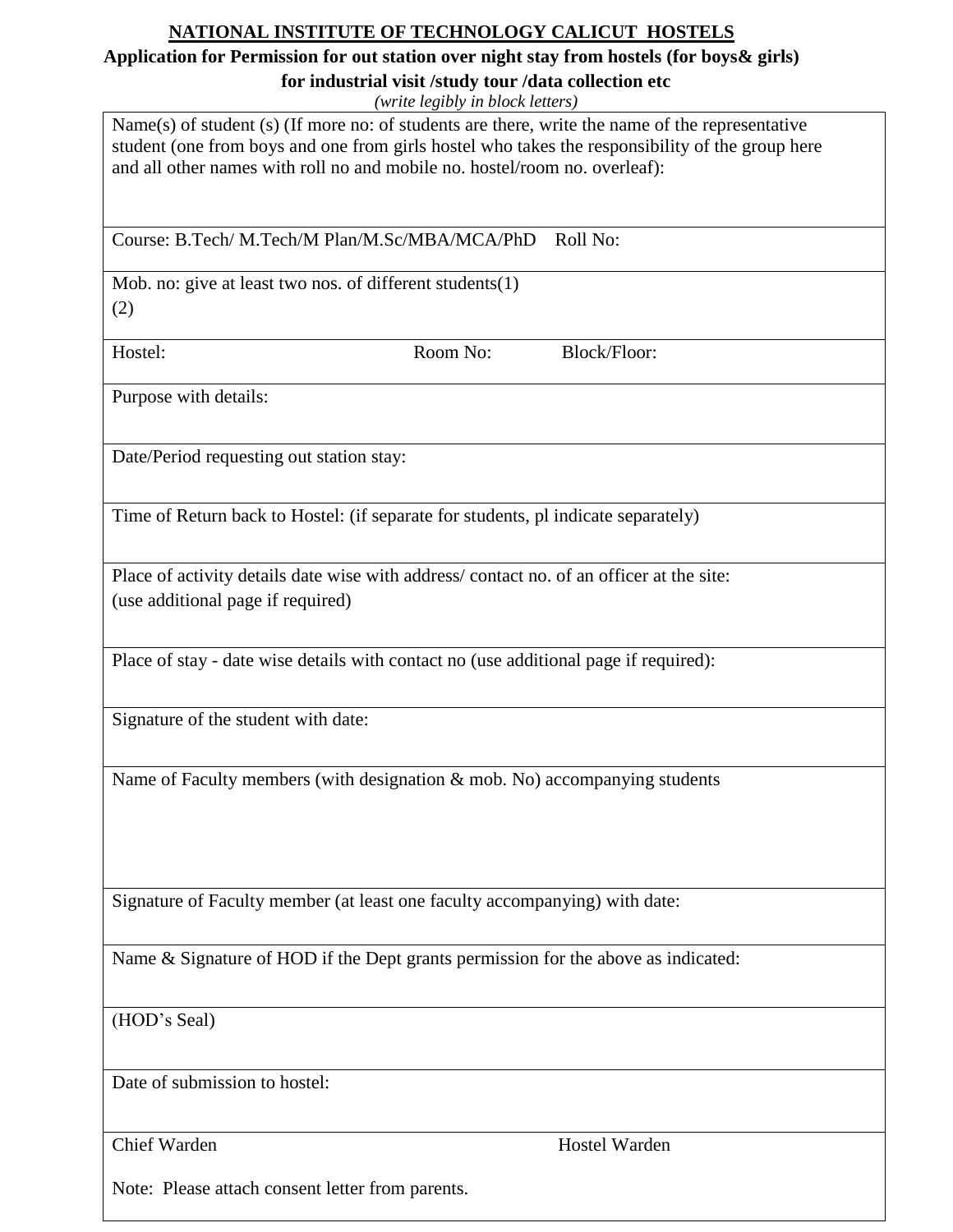**NATIONAL INSTITUTE OF TECHNOLOGY CALICUT HOSTELS**

**Application for Permission for out station over night stay from hostels (for boys& girls) for industrial visit /study tour /data collection etc**

*(write legibly in block letters)*

| |
|---|
| Name(s) of student (s) (If more no: of students are there, write the name of the representative student (one from boys and one from girls hostel who takes the responsibility of the group here and all other names with roll no and mobile no. hostel/room no. overleaf): |
| Course: B.Tech/ M.Tech/M Plan/M.Sc/MBA/MCA/PhD Roll No: |
| Mob. no: give at least two nos. of different students(1)<br>(2) |
| Hostel: Room No: Block/Floor: |
| Purpose with details: |
| Date/Period requesting out station stay: |
| Time of Return back to Hostel: (if separate for students, pl indicate separately) |
| Place of activity details date wise with address/ contact no. of an officer at the site:<br>(use additional page if required) |
| Place of stay - date wise details with contact no (use additional page if required): |
| Signature of the student with date: |
| Name of Faculty members (with designation & mob. No) accompanying students |
| Signature of Faculty member (at least one faculty accompanying) with date: |
| Name & Signature of HOD if the Dept grants permission for the above as indicated: |
| (HOD's Seal) |
| Date of submission to hostel: |
| Chief Warden Hostel Warden<br><br>Note: Please attach consent letter from parents. |